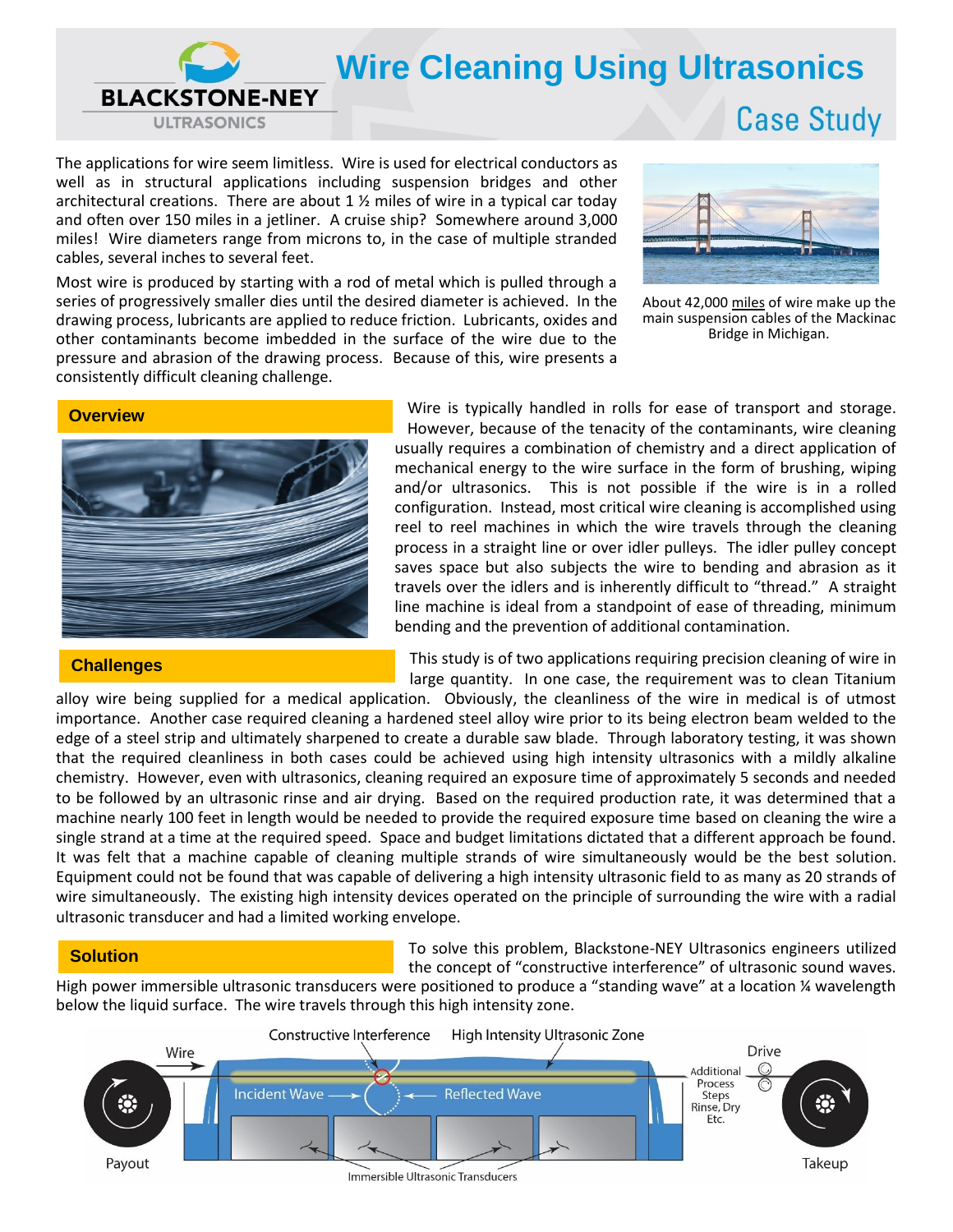# Wire Cleaning Using Ultrasonics

## Case Study

The applications for wire seem limitless. Wire is used for electrical conductors as well as in structural applications including suspension bridges and other architectural creations. There are about 1 ½ miles of wire in a typical car today and often over 150 miles in a jetliner. A cruise ship? Somewhere around 3,000 miles! Wire diameters range from microns to, in the case of multiple stranded cables, several inches to several feet.

Most wire is produced by starting with a rod of metal which is pulled through a series of progressively smaller dies until the desired diameter is achieved. In the drawing process, lubricants are applied to reduce friction. Lubricants, oxides and other contaminants become imbedded in the surface of the wire due to the pressure and abrasion of the drawing process. Because of this, wire presents a consistently difficult cleaning challenge.

About 42,000 miles of wire make up the main suspension cables of the Mackinac Bridge in Michigan.

### Overview

Wire is typically handled in rolls for ease of transport and storage. However, because of the tenacity of the contaminants, wire cleaning usually requires a combination of chemistry and a direct application of mechanical energy to the wire surface in the form of brushing, wiping and/or ultrasonics. This is not possible if the wire is in a rolled configuration. Instead, most critical wire cleaning is accomplished using reel to reel machines in which the wire travels through the cleaning process in a straight line or over idler pulleys. The idler pulley concept saves space but also subjects the wire to bending and abrasion as it travels over the idlers and is inherently difficult to "thread." A straight line machine is ideal from a standpoint of ease of threading, minimum bending and the prevention of additional contamination.

### Challenges

This study is of two applications requiring precision cleaning of wire in large quantity. In one case, the requirement was to clean Titanium alloy wire being supplied for a medical application. Obviously, the cleanliness of the wire in medical is of utmost importance. Another case required cleaning a hardened steel alloy wire prior to its being electron beam welded to the edge of a steel strip and ultimately sharpened to create a durable saw blade. Through laboratory testing, it was shown that the required cleanliness in both cases could be achieved using high intensity ultrasonics with a mildly alkaline chemistry. However, even with ultrasonics, cleaning required an exposure time of approximately 5 seconds and needed to be followed by an ultrasonic rinse and air drying. Based on the required production rate, it was determined that a machine nearly 100 feet in length would be needed to provide the required exposure time based on cleaning the wire a single strand at a time at the required speed. Space and budget limitations dictated that a different approach be found. It was felt that a machine capable of cleaning multiple strands of wire simultaneously would be the best solution. Equipment could not be found that was capable of delivering a high intensity ultrasonic field to as many as 20 strands of wire simultaneously. The existing high intensity devices operated on the principle of surrounding the wire with a radial ultrasonic transducer and had a limited working envelope.

### Solution

To solve this problem, Blackstone-NEY Ultrasonics engineers utilized the concept of "constructive interference" of ultrasonic sound waves. High power immersible ultrasonic transducers were positioned to produce a "standing wave" at a location ¼ wavelength below the liquid surface. The wire travels through this high intensity zone.

Wire — Constructive Interference — High Intensity Ultrasonic Zone — Drive — Incident Wave — Reflected Wave — Additional Process Steps Rinse, Dry Etc. — Payout — Takeup — Immersible Ultrasonic Transducers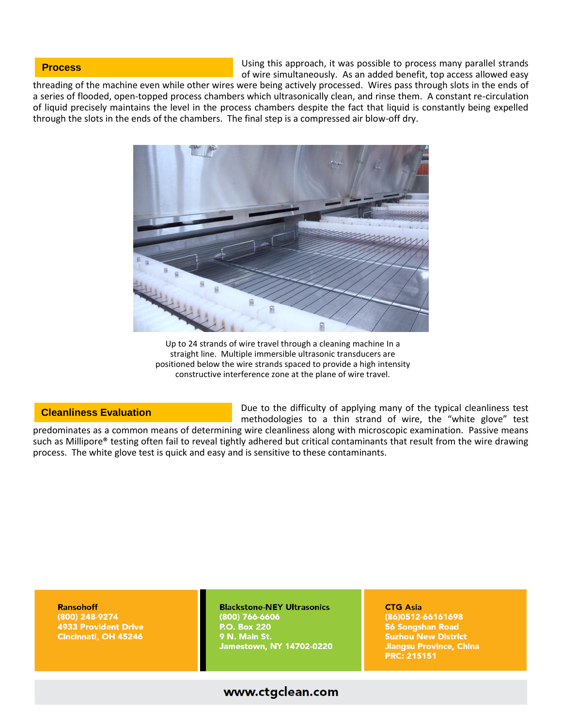## Process

Using this approach, it was possible to process many parallel strands of wire simultaneously. As an added benefit, top access allowed easy threading of the machine even while other wires were being actively processed. Wires pass through slots in the ends of a series of flooded, open-topped process chambers which ultrasonically clean, and rinse them. A constant re-circulation of liquid precisely maintains the level in the process chambers despite the fact that liquid is constantly being expelled through the slots in the ends of the chambers. The final step is a compressed air blow-off dry.

Up to 24 strands of wire travel through a cleaning machine In a straight line. Multiple immersible ultrasonic transducers are positioned below the wire strands spaced to provide a high intensity constructive interference zone at the plane of wire travel.

## Cleanliness Evaluation

Due to the difficulty of applying many of the typical cleanliness test methodologies to a thin strand of wire, the “white glove” test predominates as a common means of determining wire cleanliness along with microscopic examination. Passive means such as Millipore® testing often fail to reveal tightly adhered but critical contaminants that result from the wire drawing process. The white glove test is quick and easy and is sensitive to these contaminants.

**Ransohoff**
(800) 248-9274
4933 Provident Drive
Cincinnati, OH 45246

**Blackstone-NEY Ultrasonics**
(800) 766-6606
P.O. Box 220
9 N. Main St.
Jamestown, NY 14702-0220

**CTG Asia**
(86)0512-66161698
56 Songshan Road
Suzhou New District
Jiangsu Province, China
PRC: 215151

**www.ctgclean.com**